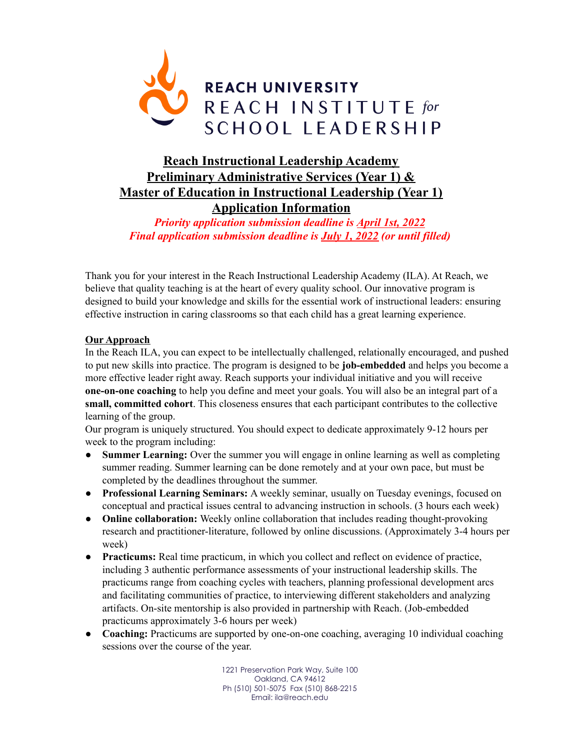REACH UNIVERSITY
REACH INSTITUTE *for* SCHOOL LEADERSHIP

# Reach Instructional Leadership Academy
# Preliminary Administrative Services (Year 1) &
# Master of Education in Instructional Leadership (Year 1)
# Application Information

***Priority application submission deadline is April 1st, 2022***
***Final application submission deadline is July 1, 2022 (or until filled)***

Thank you for your interest in the Reach Instructional Leadership Academy (ILA). At Reach, we believe that quality teaching is at the heart of every quality school. Our innovative program is designed to build your knowledge and skills for the essential work of instructional leaders: ensuring effective instruction in caring classrooms so that each child has a great learning experience.

## Our Approach

In the Reach ILA, you can expect to be intellectually challenged, relationally encouraged, and pushed to put new skills into practice. The program is designed to be **job-embedded** and helps you become a more effective leader right away. Reach supports your individual initiative and you will receive **one-on-one coaching** to help you define and meet your goals. You will also be an integral part of a **small, committed cohort**. This closeness ensures that each participant contributes to the collective learning of the group.

Our program is uniquely structured. You should expect to dedicate approximately 9-12 hours per week to the program including:

- **Summer Learning:** Over the summer you will engage in online learning as well as completing summer reading. Summer learning can be done remotely and at your own pace, but must be completed by the deadlines throughout the summer.
- **Professional Learning Seminars:** A weekly seminar, usually on Tuesday evenings, focused on conceptual and practical issues central to advancing instruction in schools. (3 hours each week)
- **Online collaboration:** Weekly online collaboration that includes reading thought-provoking research and practitioner-literature, followed by online discussions. (Approximately 3-4 hours per week)
- **Practicums:** Real time practicum, in which you collect and reflect on evidence of practice, including 3 authentic performance assessments of your instructional leadership skills. The practicums range from coaching cycles with teachers, planning professional development arcs and facilitating communities of practice, to interviewing different stakeholders and analyzing artifacts. On-site mentorship is also provided in partnership with Reach. (Job-embedded practicums approximately 3-6 hours per week)
- **Coaching:** Practicums are supported by one-on-one coaching, averaging 10 individual coaching sessions over the course of the year.

1221 Preservation Park Way, Suite 100
Oakland, CA 94612
Ph (510) 501-5075 Fax (510) 868-2215
Email: ila@reach.edu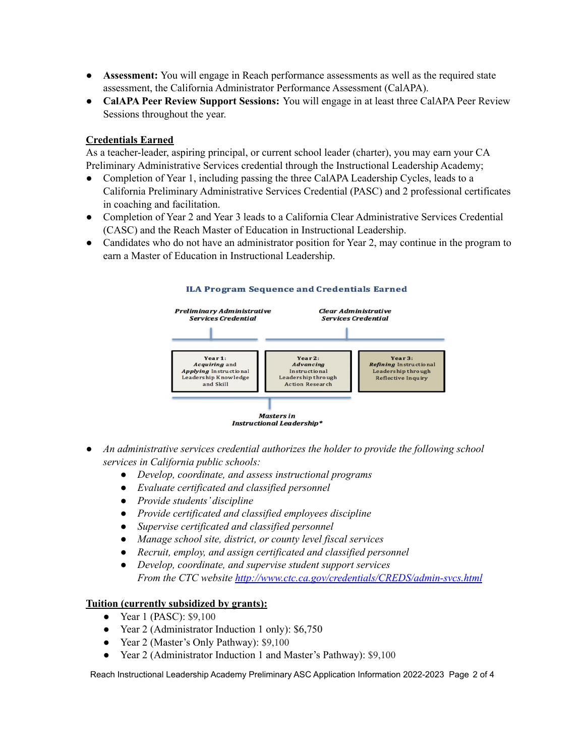- **Assessment:** You will engage in Reach performance assessments as well as the required state assessment, the California Administrator Performance Assessment (CalAPA).
- **CalAPA Peer Review Support Sessions:** You will engage in at least three CalAPA Peer Review Sessions throughout the year.

## Credentials Earned

As a teacher-leader, aspiring principal, or current school leader (charter), you may earn your CA Preliminary Administrative Services credential through the Instructional Leadership Academy;

- Completion of Year 1, including passing the three CalAPA Leadership Cycles, leads to a California Preliminary Administrative Services Credential (PASC) and 2 professional certificates in coaching and facilitation.
- Completion of Year 2 and Year 3 leads to a California Clear Administrative Services Credential (CASC) and the Reach Master of Education in Instructional Leadership.
- Candidates who do not have an administrator position for Year 2, may continue in the program to earn a Master of Education in Instructional Leadership.

**ILA Program Sequence and Credentials Earned**

| ***Preliminary Administrative Services Credential*** | ***Clear Administrative Services Credential*** | |
|---|---|---|
| **Year 1:** ***Acquiring*** and ***Applying*** Instructional Leadership Knowledge and Skill | **Year 2:** ***Advancing*** Instructional Leadership through Action Research | **Year 3:** ***Refining*** Instructional Leadership through Reflective Inquiry |
| ***Masters in Instructional Leadership**** | | |

- *An administrative services credential authorizes the holder to provide the following school services in California public schools:*
  - *Develop, coordinate, and assess instructional programs*
  - *Evaluate certificated and classified personnel*
  - *Provide students' discipline*
  - *Provide certificated and classified employees discipline*
  - *Supervise certificated and classified personnel*
  - *Manage school site, district, or county level fiscal services*
  - *Recruit, employ, and assign certificated and classified personnel*
  - *Develop, coordinate, and supervise student support services*
    *From the CTC website [http://www.ctc.ca.gov/credentials/CREDS/admin-svcs.html](http://www.ctc.ca.gov/credentials/CREDS/admin-svcs.html)*

## Tuition (currently subsidized by grants):

- Year 1 (PASC): $9,100
- Year 2 (Administrator Induction 1 only): $6,750
- Year 2 (Master's Only Pathway): $9,100
- Year 2 (Administrator Induction 1 and Master's Pathway): $9,100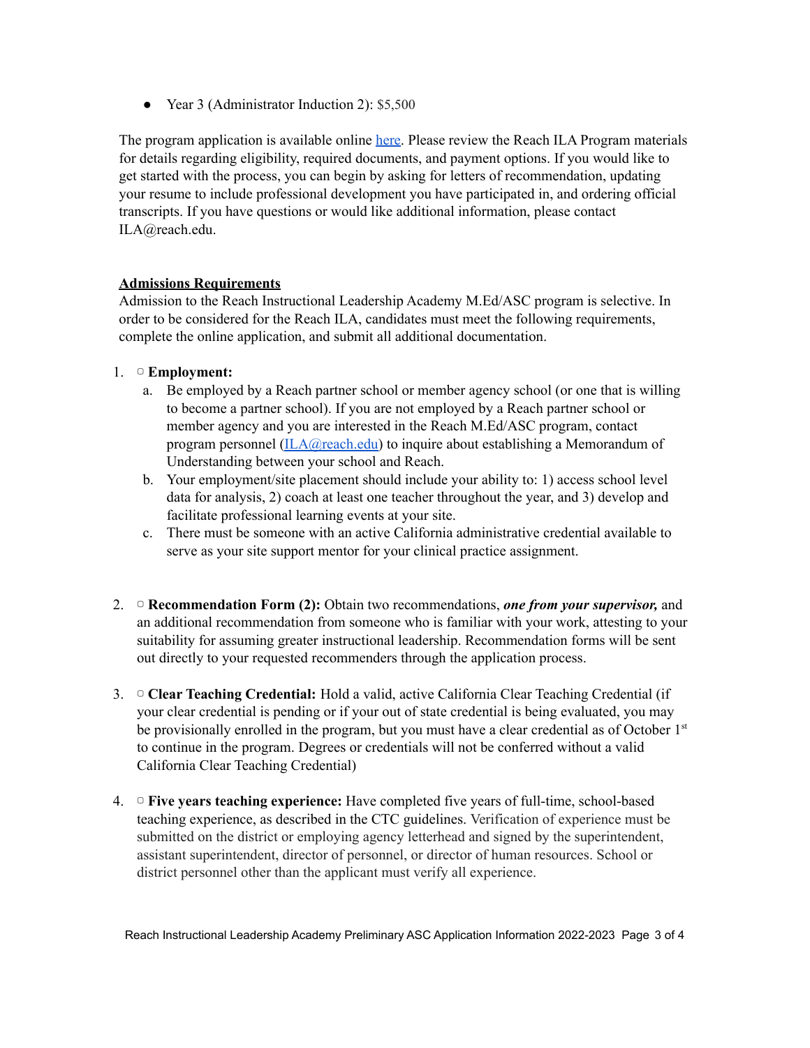- Year 3 (Administrator Induction 2): $5,500

The program application is available online [here](). Please review the Reach ILA Program materials for details regarding eligibility, required documents, and payment options. If you would like to get started with the process, you can begin by asking for letters of recommendation, updating your resume to include professional development you have participated in, and ordering official transcripts. If you have questions or would like additional information, please contact ILA@reach.edu.

**Admissions Requirements**

Admission to the Reach Instructional Leadership Academy M.Ed/ASC program is selective. In order to be considered for the Reach ILA, candidates must meet the following requirements, complete the online application, and submit all additional documentation.

1. ▢ **Employment:**
   a. Be employed by a Reach partner school or member agency school (or one that is willing to become a partner school). If you are not employed by a Reach partner school or member agency and you are interested in the Reach M.Ed/ASC program, contact program personnel (ILA@reach.edu) to inquire about establishing a Memorandum of Understanding between your school and Reach.
   b. Your employment/site placement should include your ability to: 1) access school level data for analysis, 2) coach at least one teacher throughout the year, and 3) develop and facilitate professional learning events at your site.
   c. There must be someone with an active California administrative credential available to serve as your site support mentor for your clinical practice assignment.

2. ▢ **Recommendation Form (2):** Obtain two recommendations, ***one from your supervisor,*** and an additional recommendation from someone who is familiar with your work, attesting to your suitability for assuming greater instructional leadership. Recommendation forms will be sent out directly to your requested recommenders through the application process.

3. ▢ **Clear Teaching Credential:** Hold a valid, active California Clear Teaching Credential (if your clear credential is pending or if your out of state credential is being evaluated, you may be provisionally enrolled in the program, but you must have a clear credential as of October 1st to continue in the program. Degrees or credentials will not be conferred without a valid California Clear Teaching Credential)

4. ▢ **Five years teaching experience:** Have completed five years of full-time, school-based teaching experience, as described in the CTC guidelines. Verification of experience must be submitted on the district or employing agency letterhead and signed by the superintendent, assistant superintendent, director of personnel, or director of human resources. School or district personnel other than the applicant must verify all experience.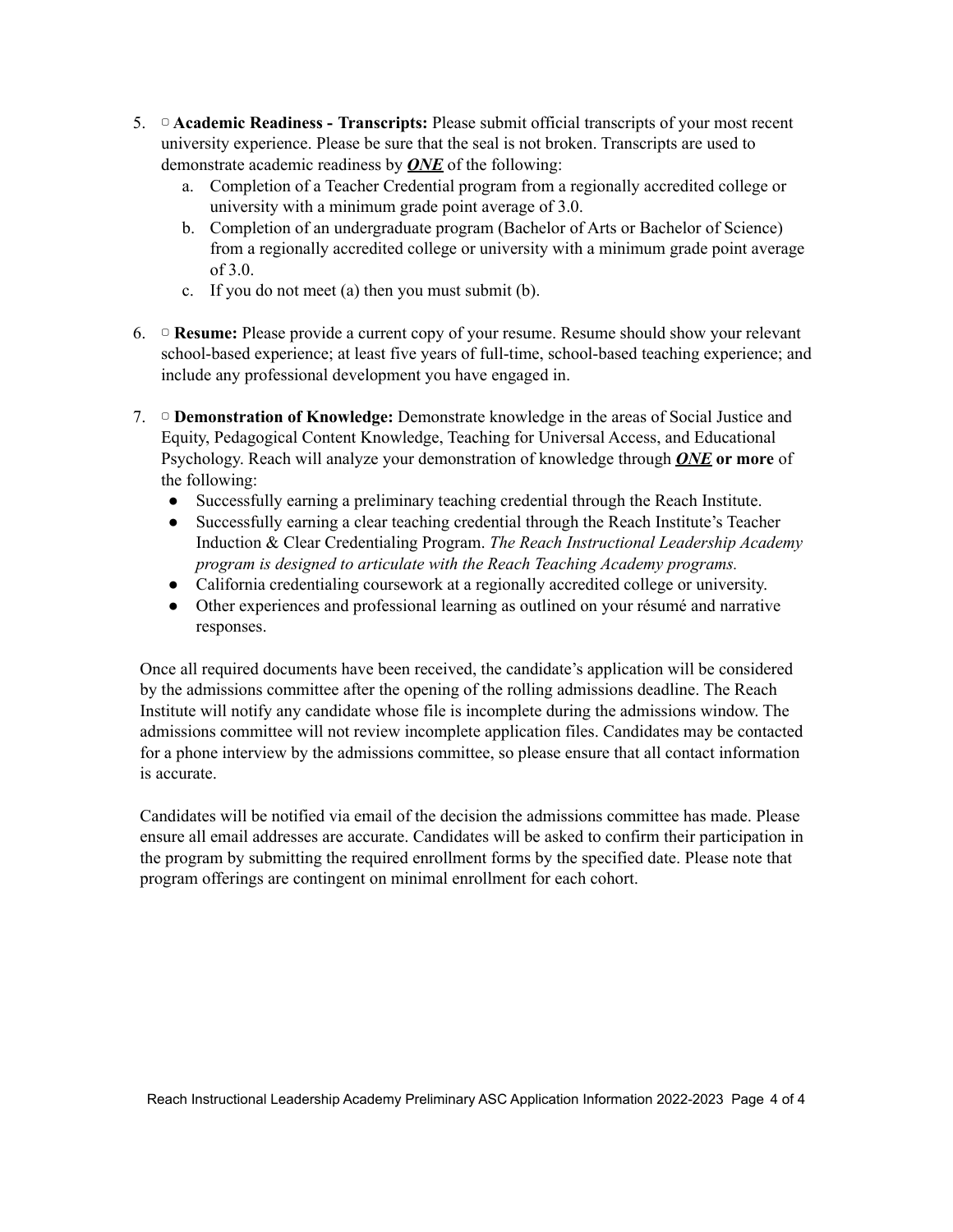5. ▢ **Academic Readiness - Transcripts:** Please submit official transcripts of your most recent university experience. Please be sure that the seal is not broken. Transcripts are used to demonstrate academic readiness by ***ONE*** of the following:
    a. Completion of a Teacher Credential program from a regionally accredited college or university with a minimum grade point average of 3.0.
    b. Completion of an undergraduate program (Bachelor of Arts or Bachelor of Science) from a regionally accredited college or university with a minimum grade point average of 3.0.
    c. If you do not meet (a) then you must submit (b).

6. ▢ **Resume:** Please provide a current copy of your resume. Resume should show your relevant school-based experience; at least five years of full-time, school-based teaching experience; and include any professional development you have engaged in.

7. ▢ **Demonstration of Knowledge:** Demonstrate knowledge in the areas of Social Justice and Equity, Pedagogical Content Knowledge, Teaching for Universal Access, and Educational Psychology. Reach will analyze your demonstration of knowledge through ***ONE*** **or more** of the following:
    - Successfully earning a preliminary teaching credential through the Reach Institute.
    - Successfully earning a clear teaching credential through the Reach Institute's Teacher Induction & Clear Credentialing Program. *The Reach Instructional Leadership Academy program is designed to articulate with the Reach Teaching Academy programs.*
    - California credentialing coursework at a regionally accredited college or university.
    - Other experiences and professional learning as outlined on your résumé and narrative responses.

Once all required documents have been received, the candidate's application will be considered by the admissions committee after the opening of the rolling admissions deadline. The Reach Institute will notify any candidate whose file is incomplete during the admissions window. The admissions committee will not review incomplete application files. Candidates may be contacted for a phone interview by the admissions committee, so please ensure that all contact information is accurate.

Candidates will be notified via email of the decision the admissions committee has made. Please ensure all email addresses are accurate. Candidates will be asked to confirm their participation in the program by submitting the required enrollment forms by the specified date. Please note that program offerings are contingent on minimal enrollment for each cohort.